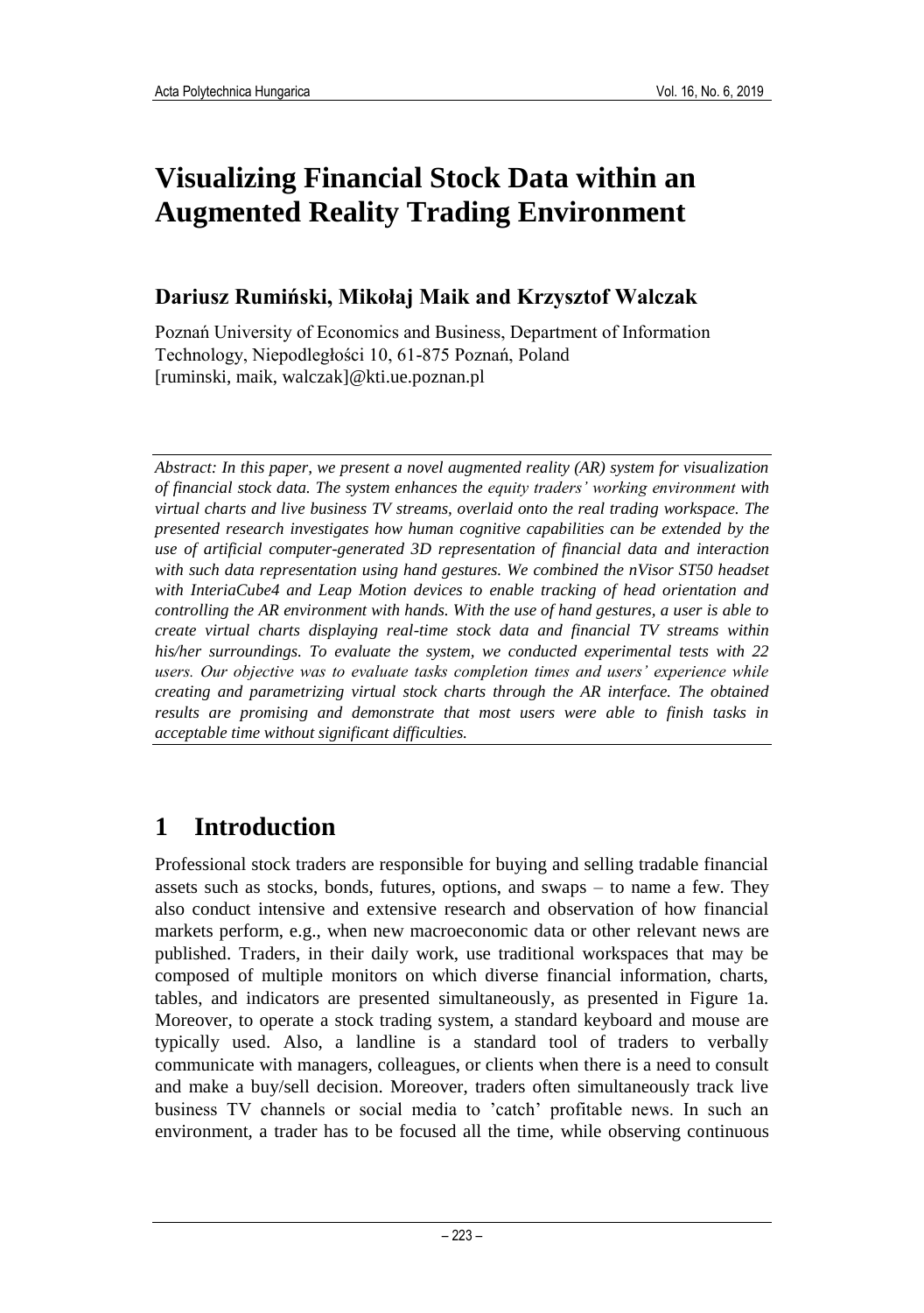# Visualizing Financial Stock Data within an Augmented Reality Trading Environment

## Dariusz Rumiński, Mikołaj Maik and Krzysztof Walczak

Poznań University of Economics and Business, Department of Information Technology, Niepodległości 10, 61-875 Poznań, Poland
[ruminski, maik, walczak]@kti.ue.poznan.pl

*Abstract: In this paper, we present a novel augmented reality (AR) system for visualization of financial stock data. The system enhances the equity traders' working environment with virtual charts and live business TV streams, overlaid onto the real trading workspace. The presented research investigates how human cognitive capabilities can be extended by the use of artificial computer-generated 3D representation of financial data and interaction with such data representation using hand gestures. We combined the nVisor ST50 headset with InteriaCube4 and Leap Motion devices to enable tracking of head orientation and controlling the AR environment with hands. With the use of hand gestures, a user is able to create virtual charts displaying real-time stock data and financial TV streams within his/her surroundings. To evaluate the system, we conducted experimental tests with 22 users. Our objective was to evaluate tasks completion times and users' experience while creating and parametrizing virtual stock charts through the AR interface. The obtained results are promising and demonstrate that most users were able to finish tasks in acceptable time without significant difficulties.*

# 1 Introduction

Professional stock traders are responsible for buying and selling tradable financial assets such as stocks, bonds, futures, options, and swaps – to name a few. They also conduct intensive and extensive research and observation of how financial markets perform, e.g., when new macroeconomic data or other relevant news are published. Traders, in their daily work, use traditional workspaces that may be composed of multiple monitors on which diverse financial information, charts, tables, and indicators are presented simultaneously, as presented in Figure 1a. Moreover, to operate a stock trading system, a standard keyboard and mouse are typically used. Also, a landline is a standard tool of traders to verbally communicate with managers, colleagues, or clients when there is a need to consult and make a buy/sell decision. Moreover, traders often simultaneously track live business TV channels or social media to 'catch' profitable news. In such an environment, a trader has to be focused all the time, while observing continuous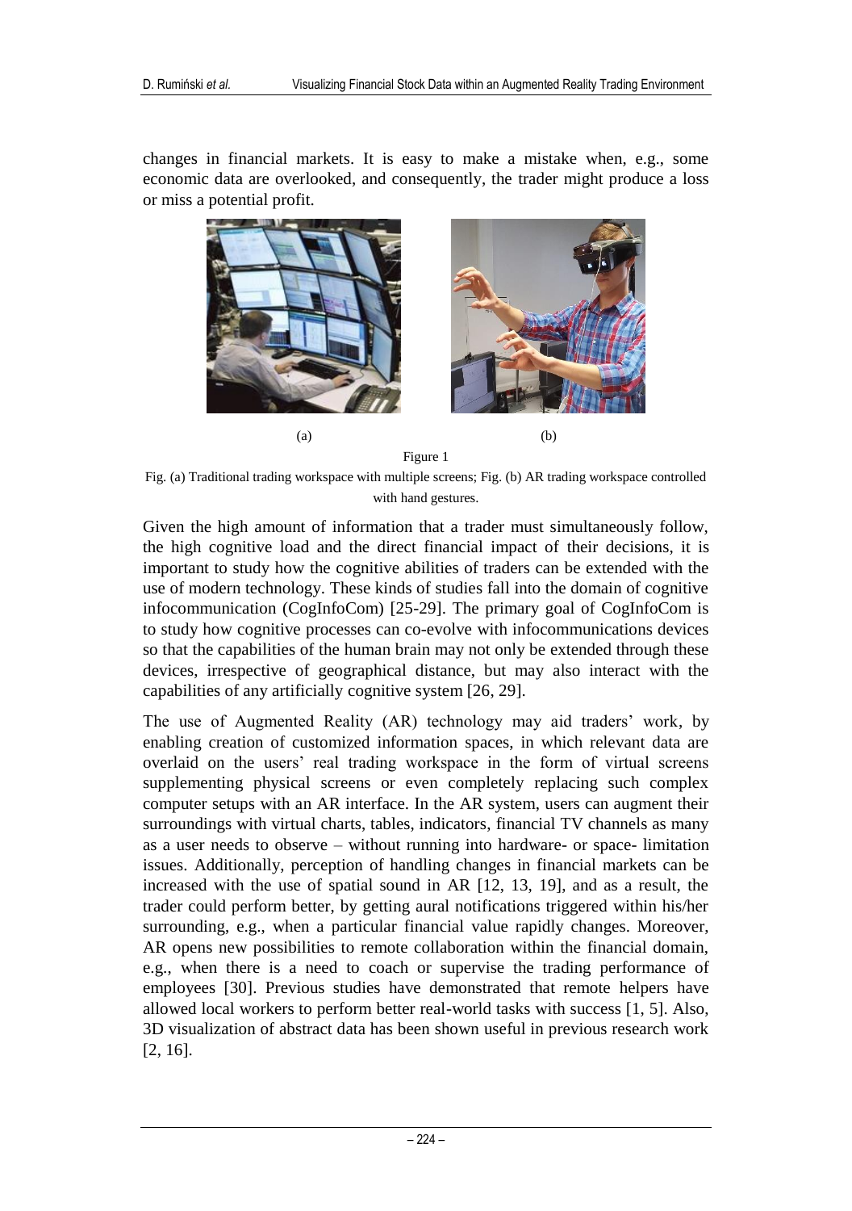changes in financial markets. It is easy to make a mistake when, e.g., some economic data are overlooked, and consequently, the trader might produce a loss or miss a potential profit.

(a) (b)

Figure 1

Fig. (a) Traditional trading workspace with multiple screens; Fig. (b) AR trading workspace controlled with hand gestures.

Given the high amount of information that a trader must simultaneously follow, the high cognitive load and the direct financial impact of their decisions, it is important to study how the cognitive abilities of traders can be extended with the use of modern technology. These kinds of studies fall into the domain of cognitive infocommunication (CogInfoCom) [25-29]. The primary goal of CogInfoCom is to study how cognitive processes can co-evolve with infocommunications devices so that the capabilities of the human brain may not only be extended through these devices, irrespective of geographical distance, but may also interact with the capabilities of any artificially cognitive system [26, 29].

The use of Augmented Reality (AR) technology may aid traders' work, by enabling creation of customized information spaces, in which relevant data are overlaid on the users' real trading workspace in the form of virtual screens supplementing physical screens or even completely replacing such complex computer setups with an AR interface. In the AR system, users can augment their surroundings with virtual charts, tables, indicators, financial TV channels as many as a user needs to observe – without running into hardware- or space- limitation issues. Additionally, perception of handling changes in financial markets can be increased with the use of spatial sound in AR [12, 13, 19], and as a result, the trader could perform better, by getting aural notifications triggered within his/her surrounding, e.g., when a particular financial value rapidly changes. Moreover, AR opens new possibilities to remote collaboration within the financial domain, e.g., when there is a need to coach or supervise the trading performance of employees [30]. Previous studies have demonstrated that remote helpers have allowed local workers to perform better real-world tasks with success [1, 5]. Also, 3D visualization of abstract data has been shown useful in previous research work [2, 16].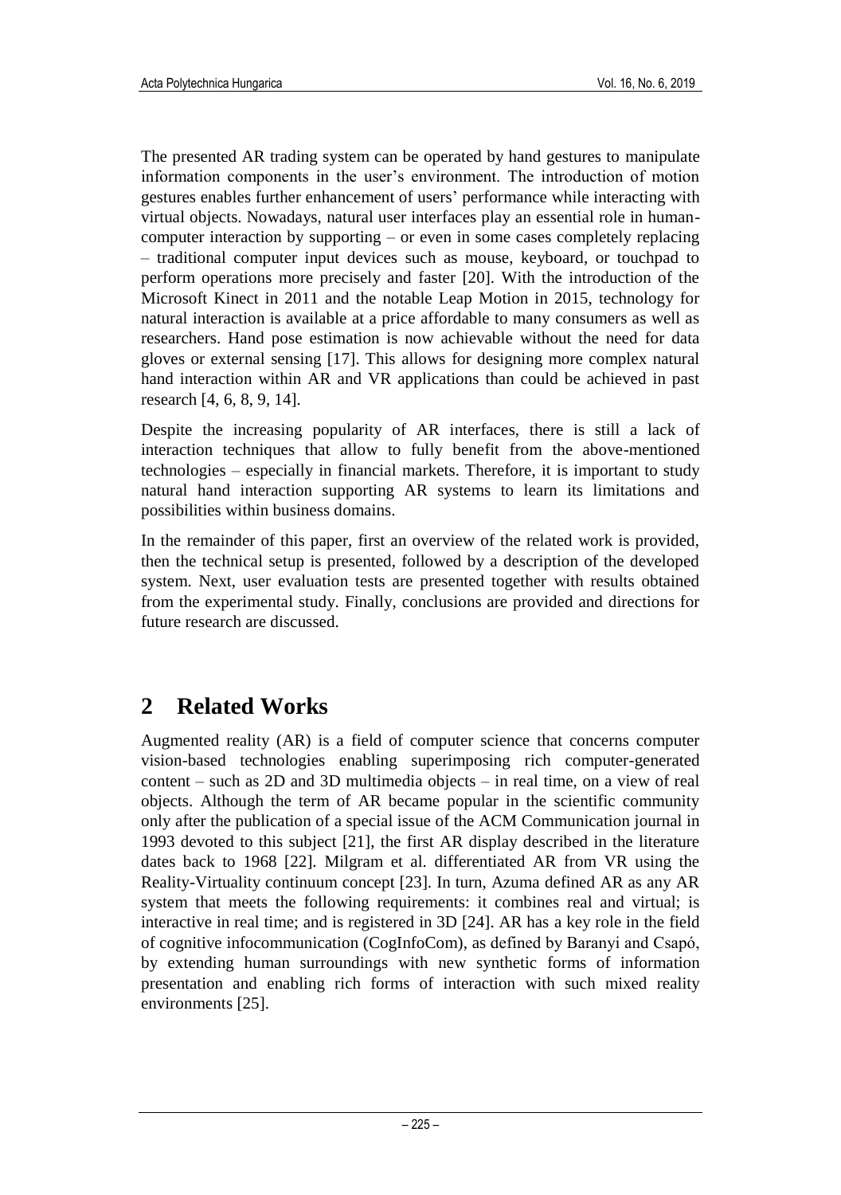The presented AR trading system can be operated by hand gestures to manipulate information components in the user's environment. The introduction of motion gestures enables further enhancement of users' performance while interacting with virtual objects. Nowadays, natural user interfaces play an essential role in human-computer interaction by supporting – or even in some cases completely replacing – traditional computer input devices such as mouse, keyboard, or touchpad to perform operations more precisely and faster [20]. With the introduction of the Microsoft Kinect in 2011 and the notable Leap Motion in 2015, technology for natural interaction is available at a price affordable to many consumers as well as researchers. Hand pose estimation is now achievable without the need for data gloves or external sensing [17]. This allows for designing more complex natural hand interaction within AR and VR applications than could be achieved in past research [4, 6, 8, 9, 14].

Despite the increasing popularity of AR interfaces, there is still a lack of interaction techniques that allow to fully benefit from the above-mentioned technologies – especially in financial markets. Therefore, it is important to study natural hand interaction supporting AR systems to learn its limitations and possibilities within business domains.

In the remainder of this paper, first an overview of the related work is provided, then the technical setup is presented, followed by a description of the developed system. Next, user evaluation tests are presented together with results obtained from the experimental study. Finally, conclusions are provided and directions for future research are discussed.

## 2 Related Works

Augmented reality (AR) is a field of computer science that concerns computer vision-based technologies enabling superimposing rich computer-generated content – such as 2D and 3D multimedia objects – in real time, on a view of real objects. Although the term of AR became popular in the scientific community only after the publication of a special issue of the ACM Communication journal in 1993 devoted to this subject [21], the first AR display described in the literature dates back to 1968 [22]. Milgram et al. differentiated AR from VR using the Reality-Virtuality continuum concept [23]. In turn, Azuma defined AR as any AR system that meets the following requirements: it combines real and virtual; is interactive in real time; and is registered in 3D [24]. AR has a key role in the field of cognitive infocommunication (CogInfoCom), as defined by Baranyi and Csapó, by extending human surroundings with new synthetic forms of information presentation and enabling rich forms of interaction with such mixed reality environments [25].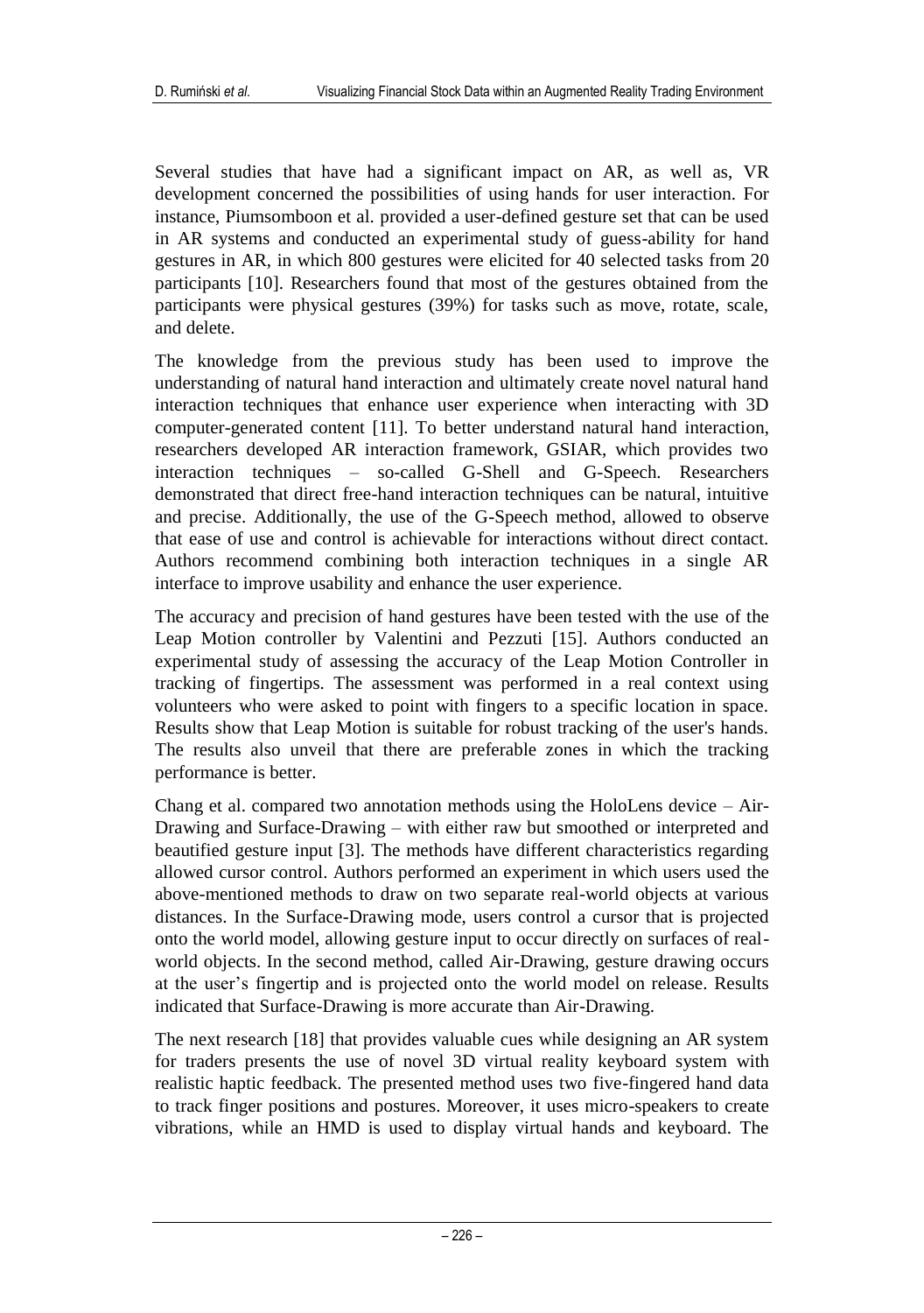Several studies that have had a significant impact on AR, as well as, VR development concerned the possibilities of using hands for user interaction. For instance, Piumsomboon et al. provided a user-defined gesture set that can be used in AR systems and conducted an experimental study of guess-ability for hand gestures in AR, in which 800 gestures were elicited for 40 selected tasks from 20 participants [10]. Researchers found that most of the gestures obtained from the participants were physical gestures (39%) for tasks such as move, rotate, scale, and delete.

The knowledge from the previous study has been used to improve the understanding of natural hand interaction and ultimately create novel natural hand interaction techniques that enhance user experience when interacting with 3D computer-generated content [11]. To better understand natural hand interaction, researchers developed AR interaction framework, GSIAR, which provides two interaction techniques – so-called G-Shell and G-Speech. Researchers demonstrated that direct free-hand interaction techniques can be natural, intuitive and precise. Additionally, the use of the G-Speech method, allowed to observe that ease of use and control is achievable for interactions without direct contact. Authors recommend combining both interaction techniques in a single AR interface to improve usability and enhance the user experience.

The accuracy and precision of hand gestures have been tested with the use of the Leap Motion controller by Valentini and Pezzuti [15]. Authors conducted an experimental study of assessing the accuracy of the Leap Motion Controller in tracking of fingertips. The assessment was performed in a real context using volunteers who were asked to point with fingers to a specific location in space. Results show that Leap Motion is suitable for robust tracking of the user's hands. The results also unveil that there are preferable zones in which the tracking performance is better.

Chang et al. compared two annotation methods using the HoloLens device – Air-Drawing and Surface-Drawing – with either raw but smoothed or interpreted and beautified gesture input [3]. The methods have different characteristics regarding allowed cursor control. Authors performed an experiment in which users used the above-mentioned methods to draw on two separate real-world objects at various distances. In the Surface-Drawing mode, users control a cursor that is projected onto the world model, allowing gesture input to occur directly on surfaces of real-world objects. In the second method, called Air-Drawing, gesture drawing occurs at the user's fingertip and is projected onto the world model on release. Results indicated that Surface-Drawing is more accurate than Air-Drawing.

The next research [18] that provides valuable cues while designing an AR system for traders presents the use of novel 3D virtual reality keyboard system with realistic haptic feedback. The presented method uses two five-fingered hand data to track finger positions and postures. Moreover, it uses micro-speakers to create vibrations, while an HMD is used to display virtual hands and keyboard. The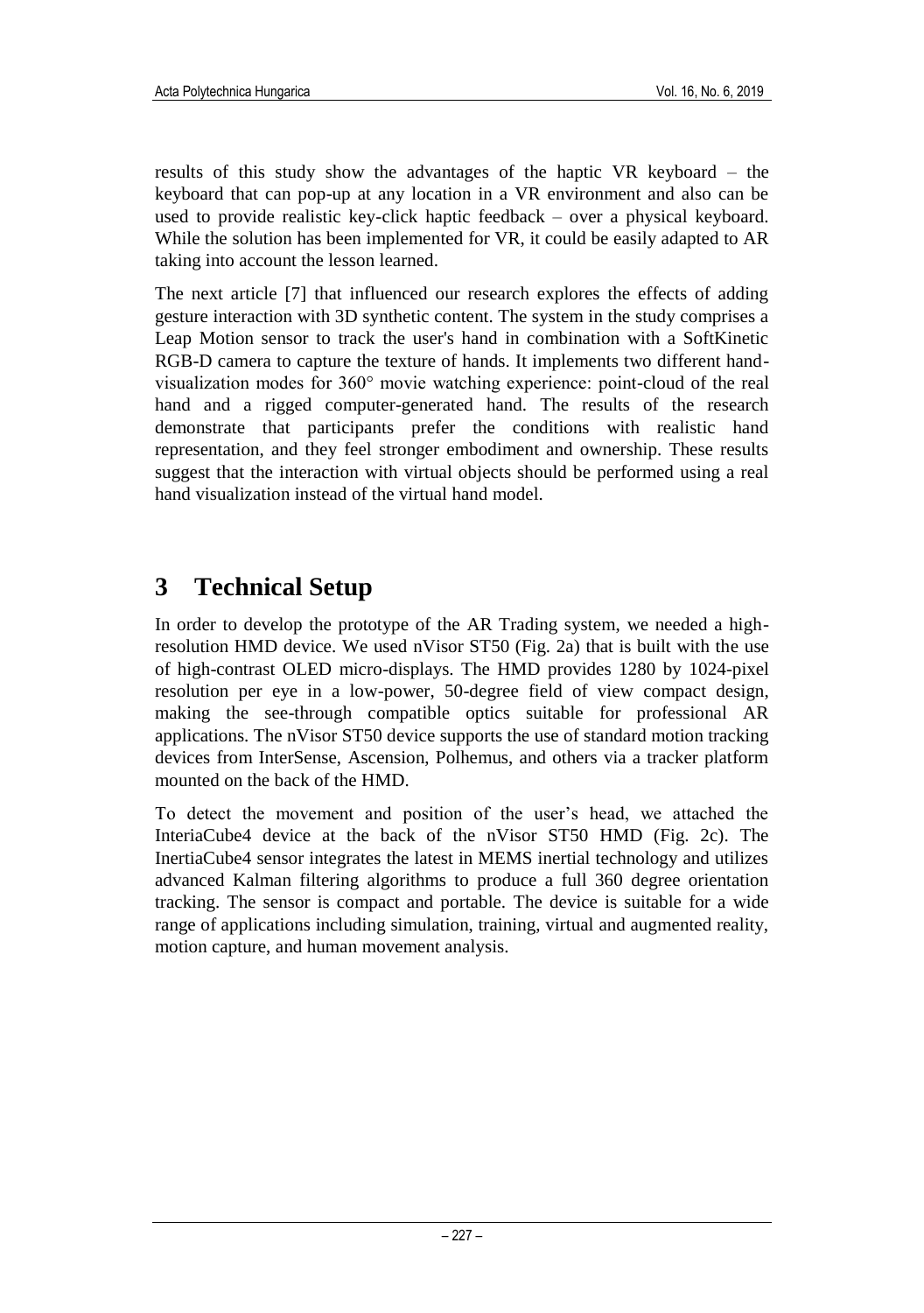results of this study show the advantages of the haptic VR keyboard – the keyboard that can pop-up at any location in a VR environment and also can be used to provide realistic key-click haptic feedback – over a physical keyboard. While the solution has been implemented for VR, it could be easily adapted to AR taking into account the lesson learned.

The next article [7] that influenced our research explores the effects of adding gesture interaction with 3D synthetic content. The system in the study comprises a Leap Motion sensor to track the user's hand in combination with a SoftKinetic RGB-D camera to capture the texture of hands. It implements two different hand-visualization modes for 360° movie watching experience: point-cloud of the real hand and a rigged computer-generated hand. The results of the research demonstrate that participants prefer the conditions with realistic hand representation, and they feel stronger embodiment and ownership. These results suggest that the interaction with virtual objects should be performed using a real hand visualization instead of the virtual hand model.

# 3 Technical Setup

In order to develop the prototype of the AR Trading system, we needed a high-resolution HMD device. We used nVisor ST50 (Fig. 2a) that is built with the use of high-contrast OLED micro-displays. The HMD provides 1280 by 1024-pixel resolution per eye in a low-power, 50-degree field of view compact design, making the see-through compatible optics suitable for professional AR applications. The nVisor ST50 device supports the use of standard motion tracking devices from InterSense, Ascension, Polhemus, and others via a tracker platform mounted on the back of the HMD.

To detect the movement and position of the user's head, we attached the InteriaCube4 device at the back of the nVisor ST50 HMD (Fig. 2c). The InertiaCube4 sensor integrates the latest in MEMS inertial technology and utilizes advanced Kalman filtering algorithms to produce a full 360 degree orientation tracking. The sensor is compact and portable. The device is suitable for a wide range of applications including simulation, training, virtual and augmented reality, motion capture, and human movement analysis.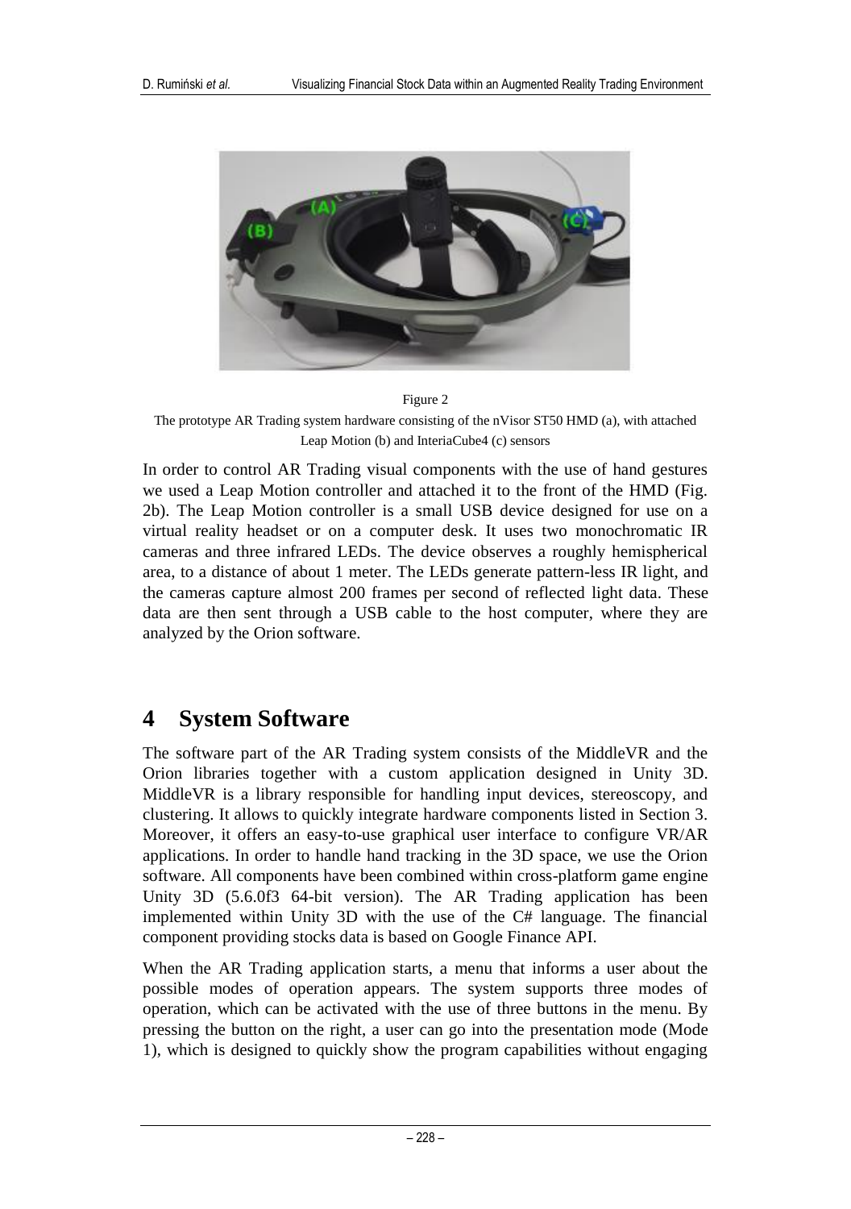Figure 2

The prototype AR Trading system hardware consisting of the nVisor ST50 HMD (a), with attached Leap Motion (b) and InteriaCube4 (c) sensors

In order to control AR Trading visual components with the use of hand gestures we used a Leap Motion controller and attached it to the front of the HMD (Fig. 2b). The Leap Motion controller is a small USB device designed for use on a virtual reality headset or on a computer desk. It uses two monochromatic IR cameras and three infrared LEDs. The device observes a roughly hemispherical area, to a distance of about 1 meter. The LEDs generate pattern-less IR light, and the cameras capture almost 200 frames per second of reflected light data. These data are then sent through a USB cable to the host computer, where they are analyzed by the Orion software.

# 4 System Software

The software part of the AR Trading system consists of the MiddleVR and the Orion libraries together with a custom application designed in Unity 3D. MiddleVR is a library responsible for handling input devices, stereoscopy, and clustering. It allows to quickly integrate hardware components listed in Section 3. Moreover, it offers an easy-to-use graphical user interface to configure VR/AR applications. In order to handle hand tracking in the 3D space, we use the Orion software. All components have been combined within cross-platform game engine Unity 3D (5.6.0f3 64-bit version). The AR Trading application has been implemented within Unity 3D with the use of the C# language. The financial component providing stocks data is based on Google Finance API.

When the AR Trading application starts, a menu that informs a user about the possible modes of operation appears. The system supports three modes of operation, which can be activated with the use of three buttons in the menu. By pressing the button on the right, a user can go into the presentation mode (Mode 1), which is designed to quickly show the program capabilities without engaging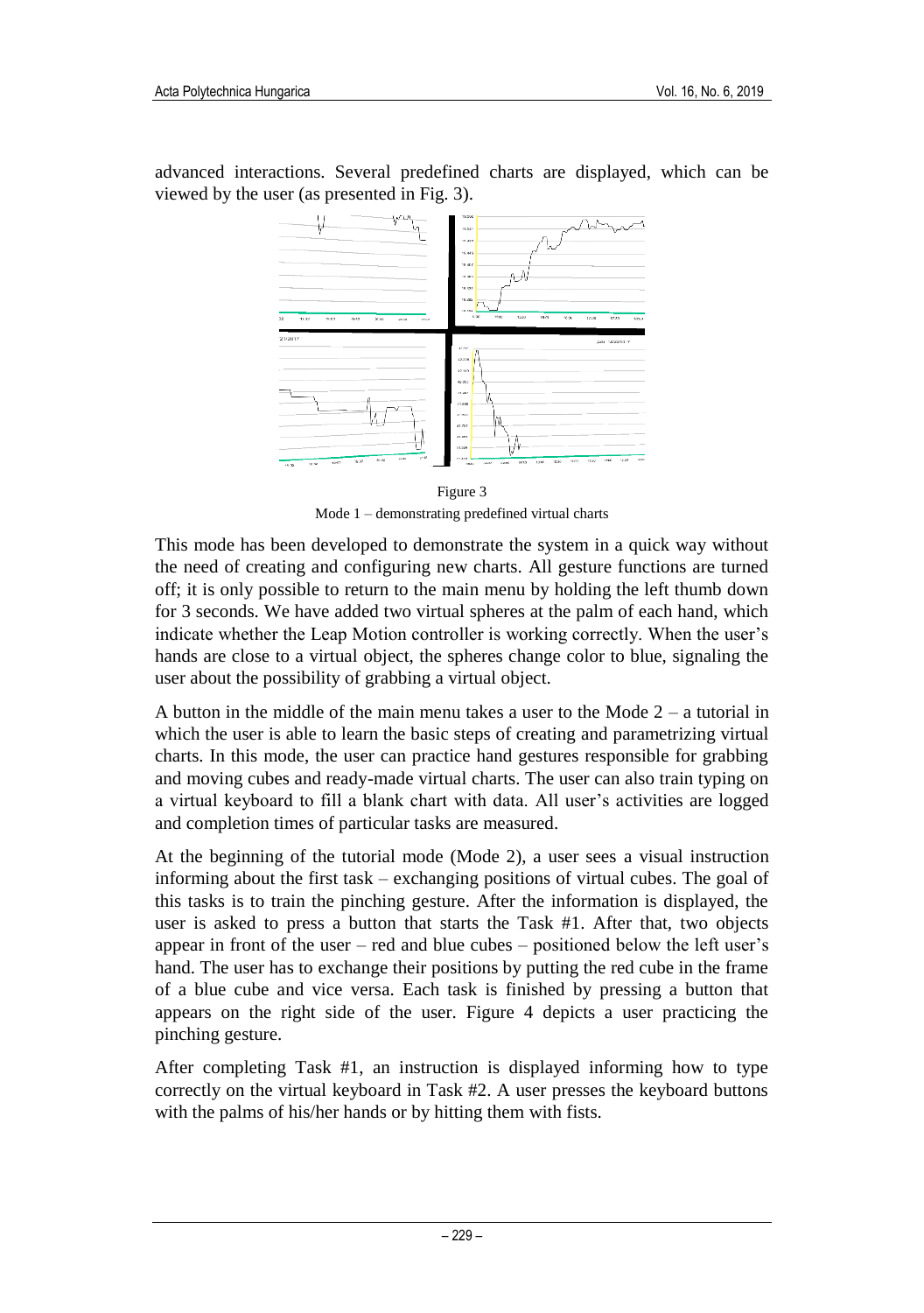advanced interactions. Several predefined charts are displayed, which can be viewed by the user (as presented in Fig. 3).

Figure 3
Mode 1 – demonstrating predefined virtual charts

This mode has been developed to demonstrate the system in a quick way without the need of creating and configuring new charts. All gesture functions are turned off; it is only possible to return to the main menu by holding the left thumb down for 3 seconds. We have added two virtual spheres at the palm of each hand, which indicate whether the Leap Motion controller is working correctly. When the user's hands are close to a virtual object, the spheres change color to blue, signaling the user about the possibility of grabbing a virtual object.

A button in the middle of the main menu takes a user to the Mode 2 – a tutorial in which the user is able to learn the basic steps of creating and parametrizing virtual charts. In this mode, the user can practice hand gestures responsible for grabbing and moving cubes and ready-made virtual charts. The user can also train typing on a virtual keyboard to fill a blank chart with data. All user's activities are logged and completion times of particular tasks are measured.

At the beginning of the tutorial mode (Mode 2), a user sees a visual instruction informing about the first task – exchanging positions of virtual cubes. The goal of this tasks is to train the pinching gesture. After the information is displayed, the user is asked to press a button that starts the Task #1. After that, two objects appear in front of the user – red and blue cubes – positioned below the left user's hand. The user has to exchange their positions by putting the red cube in the frame of a blue cube and vice versa. Each task is finished by pressing a button that appears on the right side of the user. Figure 4 depicts a user practicing the pinching gesture.

After completing Task #1, an instruction is displayed informing how to type correctly on the virtual keyboard in Task #2. A user presses the keyboard buttons with the palms of his/her hands or by hitting them with fists.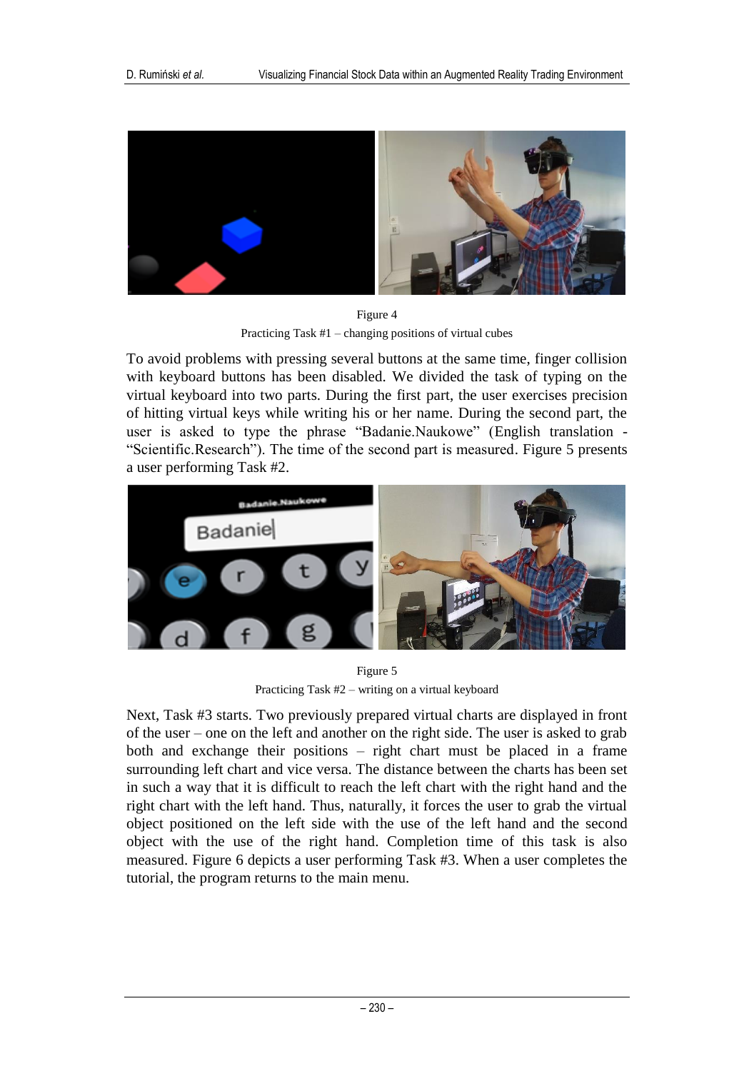Figure 4

Practicing Task #1 – changing positions of virtual cubes

To avoid problems with pressing several buttons at the same time, finger collision with keyboard buttons has been disabled. We divided the task of typing on the virtual keyboard into two parts. During the first part, the user exercises precision of hitting virtual keys while writing his or her name. During the second part, the user is asked to type the phrase "Badanie.Naukowe" (English translation - "Scientific.Research"). The time of the second part is measured. Figure 5 presents a user performing Task #2.

Figure 5

Practicing Task #2 – writing on a virtual keyboard

Next, Task #3 starts. Two previously prepared virtual charts are displayed in front of the user – one on the left and another on the right side. The user is asked to grab both and exchange their positions – right chart must be placed in a frame surrounding left chart and vice versa. The distance between the charts has been set in such a way that it is difficult to reach the left chart with the right hand and the right chart with the left hand. Thus, naturally, it forces the user to grab the virtual object positioned on the left side with the use of the left hand and the second object with the use of the right hand. Completion time of this task is also measured. Figure 6 depicts a user performing Task #3. When a user completes the tutorial, the program returns to the main menu.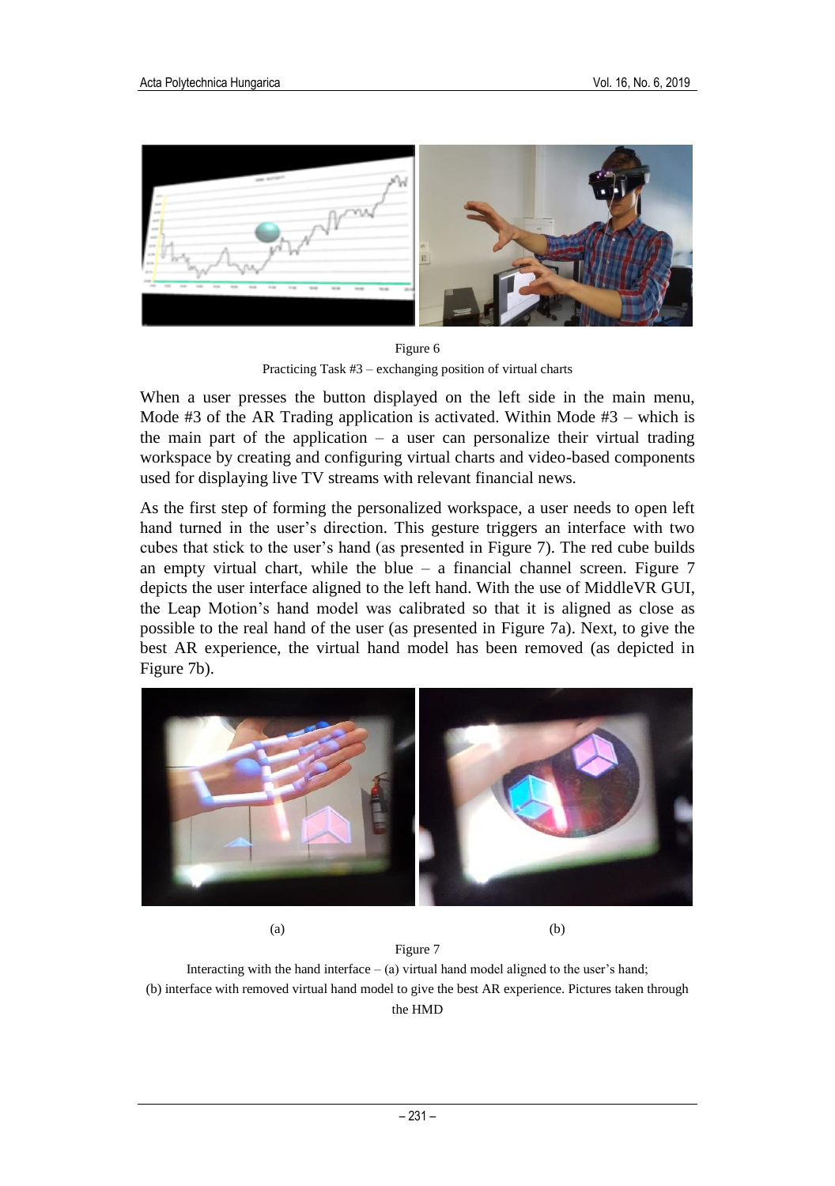Figure 6

Practicing Task #3 – exchanging position of virtual charts

When a user presses the button displayed on the left side in the main menu, Mode #3 of the AR Trading application is activated. Within Mode #3 – which is the main part of the application – a user can personalize their virtual trading workspace by creating and configuring virtual charts and video-based components used for displaying live TV streams with relevant financial news.

As the first step of forming the personalized workspace, a user needs to open left hand turned in the user's direction. This gesture triggers an interface with two cubes that stick to the user's hand (as presented in Figure 7). The red cube builds an empty virtual chart, while the blue – a financial channel screen. Figure 7 depicts the user interface aligned to the left hand. With the use of MiddleVR GUI, the Leap Motion's hand model was calibrated so that it is aligned as close as possible to the real hand of the user (as presented in Figure 7a). Next, to give the best AR experience, the virtual hand model has been removed (as depicted in Figure 7b).

(a) (b)

Figure 7

Interacting with the hand interface – (a) virtual hand model aligned to the user's hand; (b) interface with removed virtual hand model to give the best AR experience. Pictures taken through the HMD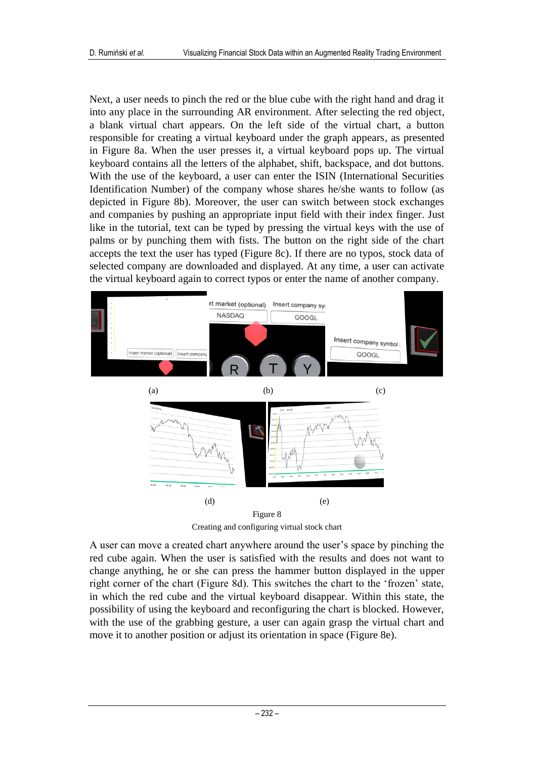Next, a user needs to pinch the red or the blue cube with the right hand and drag it into any place in the surrounding AR environment. After selecting the red object, a blank virtual chart appears. On the left side of the virtual chart, a button responsible for creating a virtual keyboard under the graph appears, as presented in Figure 8a. When the user presses it, a virtual keyboard pops up. The virtual keyboard contains all the letters of the alphabet, shift, backspace, and dot buttons. With the use of the keyboard, a user can enter the ISIN (International Securities Identification Number) of the company whose shares he/she wants to follow (as depicted in Figure 8b). Moreover, the user can switch between stock exchanges and companies by pushing an appropriate input field with their index finger. Just like in the tutorial, text can be typed by pressing the virtual keys with the use of palms or by punching them with fists. The button on the right side of the chart accepts the text the user has typed (Figure 8c). If there are no typos, stock data of selected company are downloaded and displayed. At any time, a user can activate the virtual keyboard again to correct typos or enter the name of another company.

(a) (b) (c)

(d) (e)

Figure 8

Creating and configuring virtual stock chart

A user can move a created chart anywhere around the user's space by pinching the red cube again. When the user is satisfied with the results and does not want to change anything, he or she can press the hammer button displayed in the upper right corner of the chart (Figure 8d). This switches the chart to the 'frozen' state, in which the red cube and the virtual keyboard disappear. Within this state, the possibility of using the keyboard and reconfiguring the chart is blocked. However, with the use of the grabbing gesture, a user can again grasp the virtual chart and move it to another position or adjust its orientation in space (Figure 8e).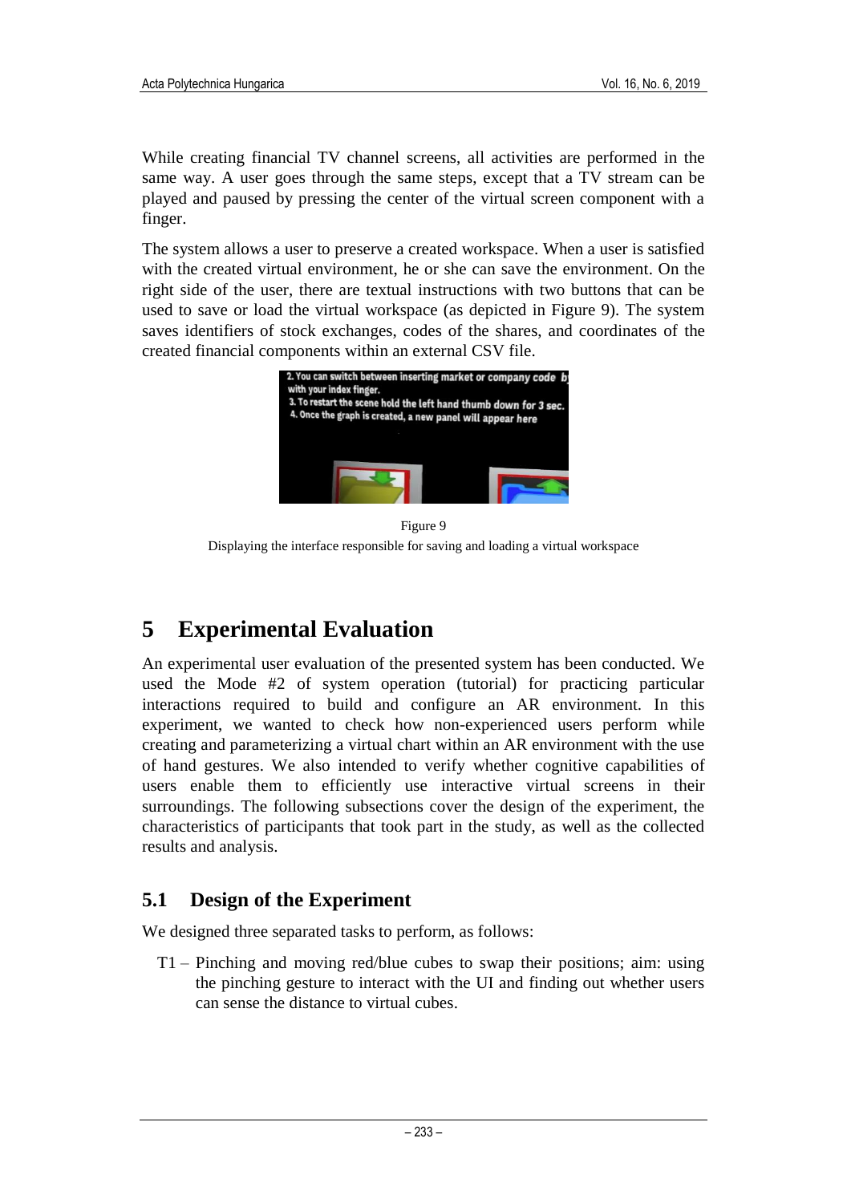While creating financial TV channel screens, all activities are performed in the same way. A user goes through the same steps, except that a TV stream can be played and paused by pressing the center of the virtual screen component with a finger.

The system allows a user to preserve a created workspace. When a user is satisfied with the created virtual environment, he or she can save the environment. On the right side of the user, there are textual instructions with two buttons that can be used to save or load the virtual workspace (as depicted in Figure 9). The system saves identifiers of stock exchanges, codes of the shares, and coordinates of the created financial components within an external CSV file.

Figure 9
Displaying the interface responsible for saving and loading a virtual workspace

# 5 Experimental Evaluation

An experimental user evaluation of the presented system has been conducted. We used the Mode #2 of system operation (tutorial) for practicing particular interactions required to build and configure an AR environment. In this experiment, we wanted to check how non-experienced users perform while creating and parameterizing a virtual chart within an AR environment with the use of hand gestures. We also intended to verify whether cognitive capabilities of users enable them to efficiently use interactive virtual screens in their surroundings. The following subsections cover the design of the experiment, the characteristics of participants that took part in the study, as well as the collected results and analysis.

## 5.1 Design of the Experiment

We designed three separated tasks to perform, as follows:

T1 – Pinching and moving red/blue cubes to swap their positions; aim: using the pinching gesture to interact with the UI and finding out whether users can sense the distance to virtual cubes.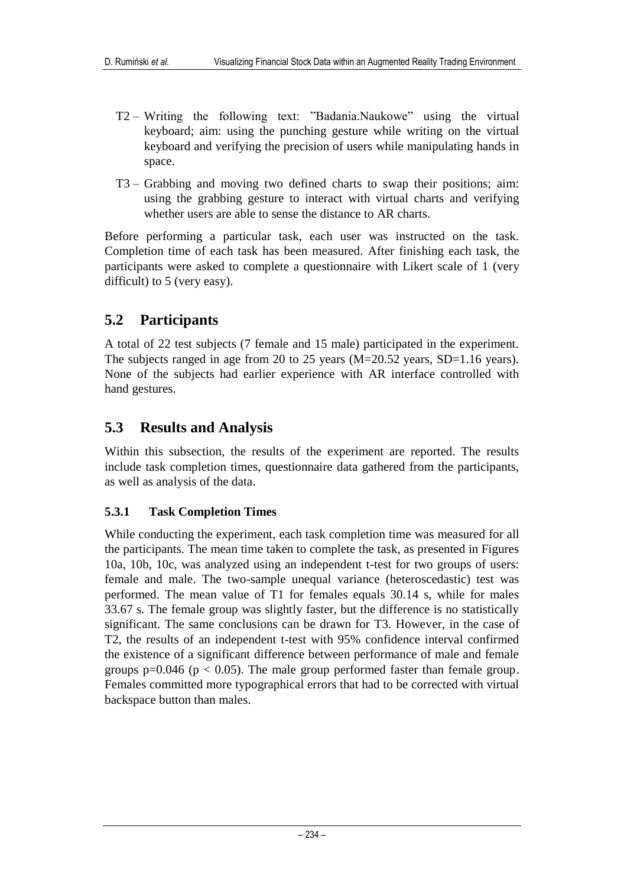- T2 – Writing the following text: "Badania.Naukowe" using the virtual keyboard; aim: using the punching gesture while writing on the virtual keyboard and verifying the precision of users while manipulating hands in space.
- T3 – Grabbing and moving two defined charts to swap their positions; aim: using the grabbing gesture to interact with virtual charts and verifying whether users are able to sense the distance to AR charts.

Before performing a particular task, each user was instructed on the task. Completion time of each task has been measured. After finishing each task, the participants were asked to complete a questionnaire with Likert scale of 1 (very difficult) to 5 (very easy).

## 5.2 Participants

A total of 22 test subjects (7 female and 15 male) participated in the experiment. The subjects ranged in age from 20 to 25 years (M=20.52 years, SD=1.16 years). None of the subjects had earlier experience with AR interface controlled with hand gestures.

## 5.3 Results and Analysis

Within this subsection, the results of the experiment are reported. The results include task completion times, questionnaire data gathered from the participants, as well as analysis of the data.

### 5.3.1 Task Completion Times

While conducting the experiment, each task completion time was measured for all the participants. The mean time taken to complete the task, as presented in Figures 10a, 10b, 10c, was analyzed using an independent t-test for two groups of users: female and male. The two-sample unequal variance (heteroscedastic) test was performed. The mean value of T1 for females equals 30.14 s, while for males 33.67 s. The female group was slightly faster, but the difference is no statistically significant. The same conclusions can be drawn for T3. However, in the case of T2, the results of an independent t-test with 95% confidence interval confirmed the existence of a significant difference between performance of male and female groups $p=0.046$ ($p < 0.05$). The male group performed faster than female group. Females committed more typographical errors that had to be corrected with virtual backspace button than males.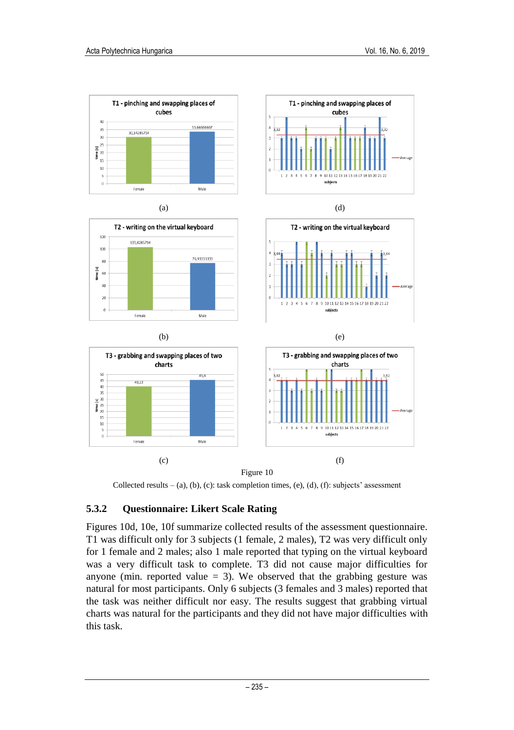(a)

(d)

(b)

(e)

(c)

(f)

Figure 10

Collected results – (a), (b), (c): task completion times, (e), (d), (f): subjects' assessment

### 5.3.2 Questionnaire: Likert Scale Rating

Figures 10d, 10e, 10f summarize collected results of the assessment questionnaire. T1 was difficult only for 3 subjects (1 female, 2 males), T2 was very difficult only for 1 female and 2 males; also 1 male reported that typing on the virtual keyboard was a very difficult task to complete. T3 did not cause major difficulties for anyone (min. reported value = 3). We observed that the grabbing gesture was natural for most participants. Only 6 subjects (3 females and 3 males) reported that the task was neither difficult nor easy. The results suggest that grabbing virtual charts was natural for the participants and they did not have major difficulties with this task.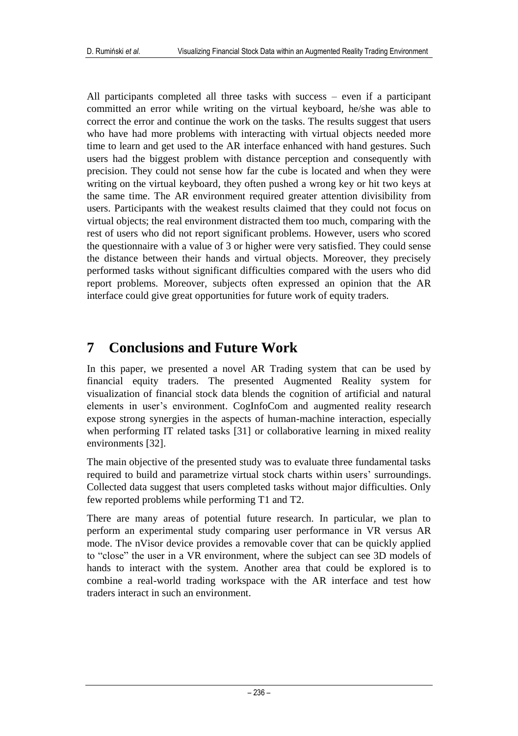All participants completed all three tasks with success – even if a participant committed an error while writing on the virtual keyboard, he/she was able to correct the error and continue the work on the tasks. The results suggest that users who have had more problems with interacting with virtual objects needed more time to learn and get used to the AR interface enhanced with hand gestures. Such users had the biggest problem with distance perception and consequently with precision. They could not sense how far the cube is located and when they were writing on the virtual keyboard, they often pushed a wrong key or hit two keys at the same time. The AR environment required greater attention divisibility from users. Participants with the weakest results claimed that they could not focus on virtual objects; the real environment distracted them too much, comparing with the rest of users who did not report significant problems. However, users who scored the questionnaire with a value of 3 or higher were very satisfied. They could sense the distance between their hands and virtual objects. Moreover, they precisely performed tasks without significant difficulties compared with the users who did report problems. Moreover, subjects often expressed an opinion that the AR interface could give great opportunities for future work of equity traders.

## 7 Conclusions and Future Work

In this paper, we presented a novel AR Trading system that can be used by financial equity traders. The presented Augmented Reality system for visualization of financial stock data blends the cognition of artificial and natural elements in user's environment. CogInfoCom and augmented reality research expose strong synergies in the aspects of human-machine interaction, especially when performing IT related tasks [31] or collaborative learning in mixed reality environments [32].

The main objective of the presented study was to evaluate three fundamental tasks required to build and parametrize virtual stock charts within users' surroundings. Collected data suggest that users completed tasks without major difficulties. Only few reported problems while performing T1 and T2.

There are many areas of potential future research. In particular, we plan to perform an experimental study comparing user performance in VR versus AR mode. The nVisor device provides a removable cover that can be quickly applied to "close" the user in a VR environment, where the subject can see 3D models of hands to interact with the system. Another area that could be explored is to combine a real-world trading workspace with the AR interface and test how traders interact in such an environment.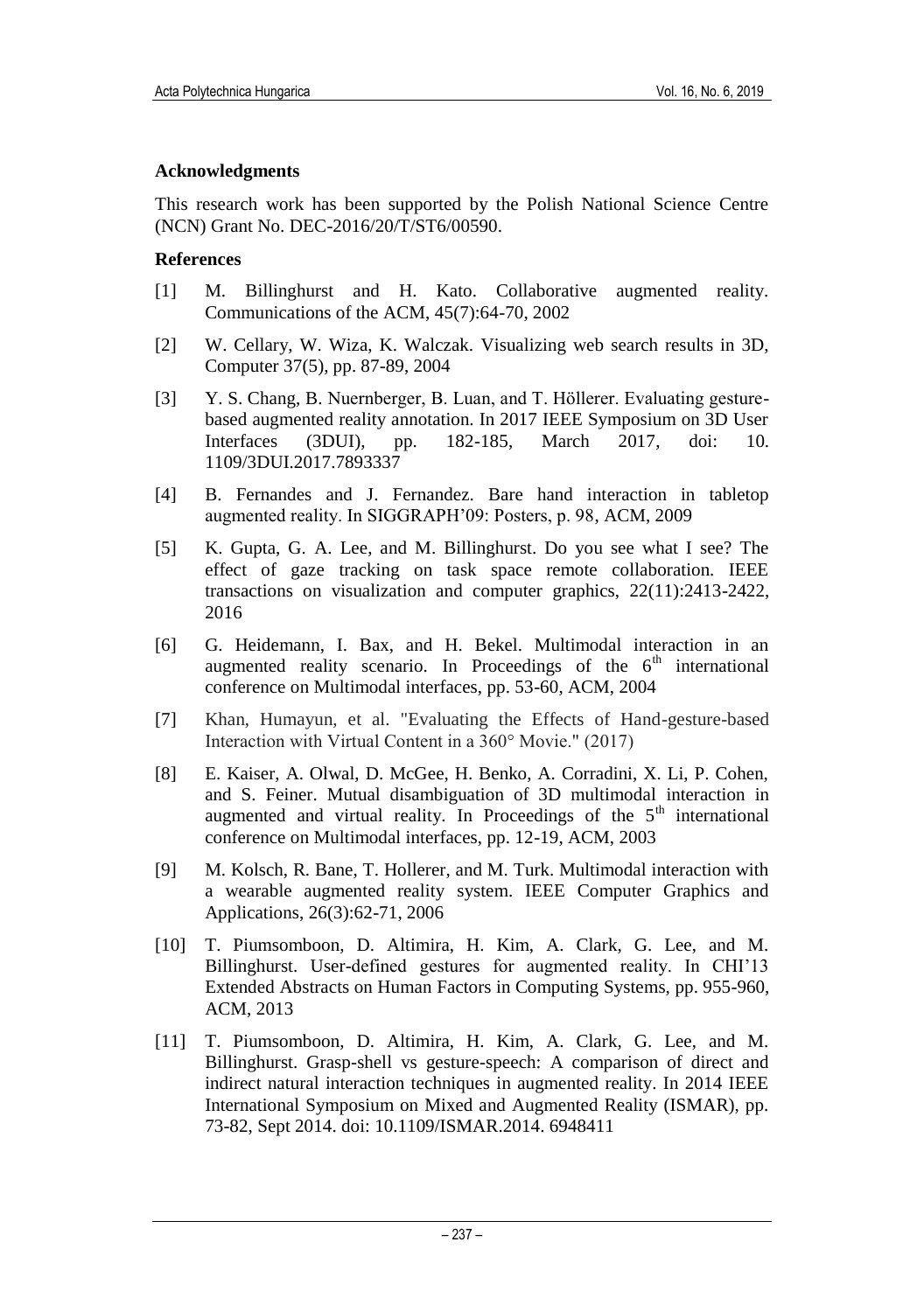### Acknowledgments

This research work has been supported by the Polish National Science Centre (NCN) Grant No. DEC-2016/20/T/ST6/00590.

### References

[1] M. Billinghurst and H. Kato. Collaborative augmented reality. Communications of the ACM, 45(7):64-70, 2002

[2] W. Cellary, W. Wiza, K. Walczak. Visualizing web search results in 3D, Computer 37(5), pp. 87-89, 2004

[3] Y. S. Chang, B. Nuernberger, B. Luan, and T. Höllerer. Evaluating gesture-based augmented reality annotation. In 2017 IEEE Symposium on 3D User Interfaces (3DUI), pp. 182-185, March 2017, doi: 10. 1109/3DUI.2017.7893337

[4] B. Fernandes and J. Fernandez. Bare hand interaction in tabletop augmented reality. In SIGGRAPH'09: Posters, p. 98, ACM, 2009

[5] K. Gupta, G. A. Lee, and M. Billinghurst. Do you see what I see? The effect of gaze tracking on task space remote collaboration. IEEE transactions on visualization and computer graphics, 22(11):2413-2422, 2016

[6] G. Heidemann, I. Bax, and H. Bekel. Multimodal interaction in an augmented reality scenario. In Proceedings of the 6th international conference on Multimodal interfaces, pp. 53-60, ACM, 2004

[7] Khan, Humayun, et al. "Evaluating the Effects of Hand-gesture-based Interaction with Virtual Content in a 360° Movie." (2017)

[8] E. Kaiser, A. Olwal, D. McGee, H. Benko, A. Corradini, X. Li, P. Cohen, and S. Feiner. Mutual disambiguation of 3D multimodal interaction in augmented and virtual reality. In Proceedings of the 5th international conference on Multimodal interfaces, pp. 12-19, ACM, 2003

[9] M. Kolsch, R. Bane, T. Hollerer, and M. Turk. Multimodal interaction with a wearable augmented reality system. IEEE Computer Graphics and Applications, 26(3):62-71, 2006

[10] T. Piumsomboon, D. Altimira, H. Kim, A. Clark, G. Lee, and M. Billinghurst. User-defined gestures for augmented reality. In CHI'13 Extended Abstracts on Human Factors in Computing Systems, pp. 955-960, ACM, 2013

[11] T. Piumsomboon, D. Altimira, H. Kim, A. Clark, G. Lee, and M. Billinghurst. Grasp-shell vs gesture-speech: A comparison of direct and indirect natural interaction techniques in augmented reality. In 2014 IEEE International Symposium on Mixed and Augmented Reality (ISMAR), pp. 73-82, Sept 2014. doi: 10.1109/ISMAR.2014. 6948411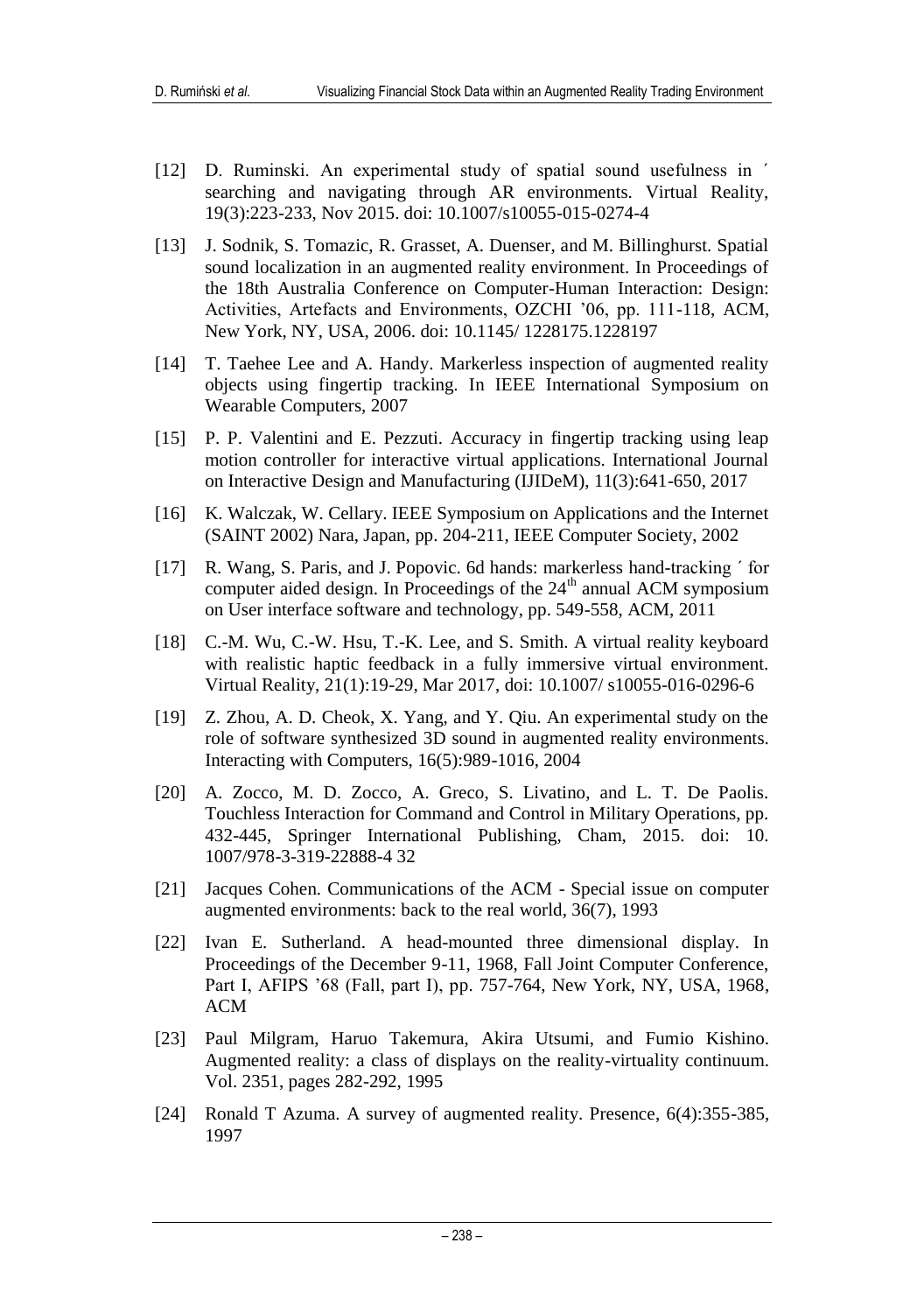[12] D. Ruminski. An experimental study of spatial sound usefulness in ´ searching and navigating through AR environments. Virtual Reality, 19(3):223-233, Nov 2015. doi: 10.1007/s10055-015-0274-4

[13] J. Sodnik, S. Tomazic, R. Grasset, A. Duenser, and M. Billinghurst. Spatial sound localization in an augmented reality environment. In Proceedings of the 18th Australia Conference on Computer-Human Interaction: Design: Activities, Artefacts and Environments, OZCHI '06, pp. 111-118, ACM, New York, NY, USA, 2006. doi: 10.1145/ 1228175.1228197

[14] T. Taehee Lee and A. Handy. Markerless inspection of augmented reality objects using fingertip tracking. In IEEE International Symposium on Wearable Computers, 2007

[15] P. P. Valentini and E. Pezzuti. Accuracy in fingertip tracking using leap motion controller for interactive virtual applications. International Journal on Interactive Design and Manufacturing (IJIDeM), 11(3):641-650, 2017

[16] K. Walczak, W. Cellary. IEEE Symposium on Applications and the Internet (SAINT 2002) Nara, Japan, pp. 204-211, IEEE Computer Society, 2002

[17] R. Wang, S. Paris, and J. Popovic. 6d hands: markerless hand-tracking ´ for computer aided design. In Proceedings of the 24th annual ACM symposium on User interface software and technology, pp. 549-558, ACM, 2011

[18] C.-M. Wu, C.-W. Hsu, T.-K. Lee, and S. Smith. A virtual reality keyboard with realistic haptic feedback in a fully immersive virtual environment. Virtual Reality, 21(1):19-29, Mar 2017, doi: 10.1007/ s10055-016-0296-6

[19] Z. Zhou, A. D. Cheok, X. Yang, and Y. Qiu. An experimental study on the role of software synthesized 3D sound in augmented reality environments. Interacting with Computers, 16(5):989-1016, 2004

[20] A. Zocco, M. D. Zocco, A. Greco, S. Livatino, and L. T. De Paolis. Touchless Interaction for Command and Control in Military Operations, pp. 432-445, Springer International Publishing, Cham, 2015. doi: 10. 1007/978-3-319-22888-4 32

[21] Jacques Cohen. Communications of the ACM - Special issue on computer augmented environments: back to the real world, 36(7), 1993

[22] Ivan E. Sutherland. A head-mounted three dimensional display. In Proceedings of the December 9-11, 1968, Fall Joint Computer Conference, Part I, AFIPS '68 (Fall, part I), pp. 757-764, New York, NY, USA, 1968, ACM

[23] Paul Milgram, Haruo Takemura, Akira Utsumi, and Fumio Kishino. Augmented reality: a class of displays on the reality-virtuality continuum. Vol. 2351, pages 282-292, 1995

[24] Ronald T Azuma. A survey of augmented reality. Presence, 6(4):355-385, 1997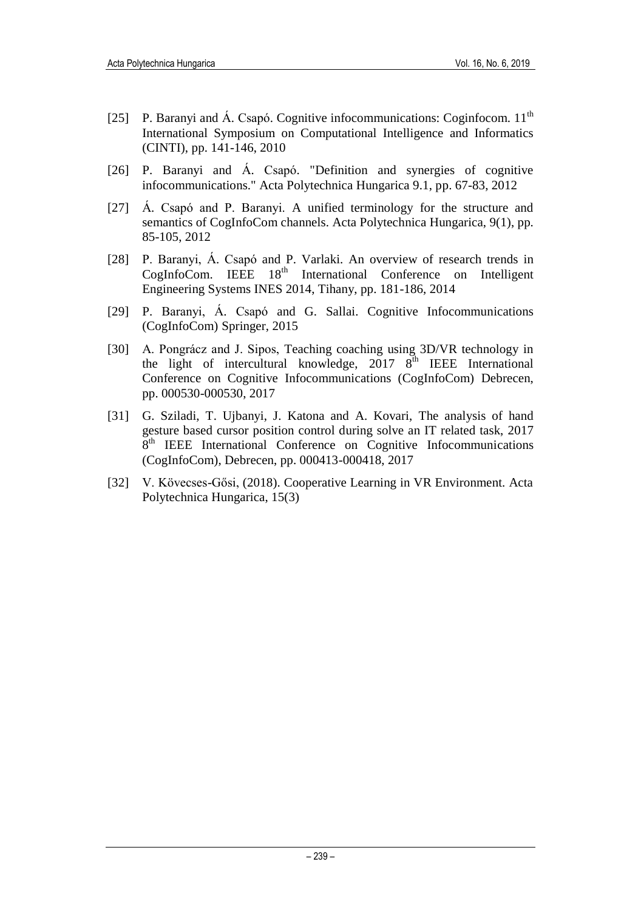[25] P. Baranyi and Á. Csapó. Cognitive infocommunications: Coginfocom. 11th International Symposium on Computational Intelligence and Informatics (CINTI), pp. 141-146, 2010

[26] P. Baranyi and Á. Csapó. "Definition and synergies of cognitive infocommunications." Acta Polytechnica Hungarica 9.1, pp. 67-83, 2012

[27] Á. Csapó and P. Baranyi. A unified terminology for the structure and semantics of CogInfoCom channels. Acta Polytechnica Hungarica, 9(1), pp. 85-105, 2012

[28] P. Baranyi, Á. Csapó and P. Varlaki. An overview of research trends in CogInfoCom. IEEE 18th International Conference on Intelligent Engineering Systems INES 2014, Tihany, pp. 181-186, 2014

[29] P. Baranyi, Á. Csapó and G. Sallai. Cognitive Infocommunications (CogInfoCom) Springer, 2015

[30] A. Pongrácz and J. Sipos, Teaching coaching using 3D/VR technology in the light of intercultural knowledge, 2017 8th IEEE International Conference on Cognitive Infocommunications (CogInfoCom) Debrecen, pp. 000530-000530, 2017

[31] G. Sziladi, T. Ujbanyi, J. Katona and A. Kovari, The analysis of hand gesture based cursor position control during solve an IT related task, 2017 8th IEEE International Conference on Cognitive Infocommunications (CogInfoCom), Debrecen, pp. 000413-000418, 2017

[32] V. Kövecses-Gősi, (2018). Cooperative Learning in VR Environment. Acta Polytechnica Hungarica, 15(3)